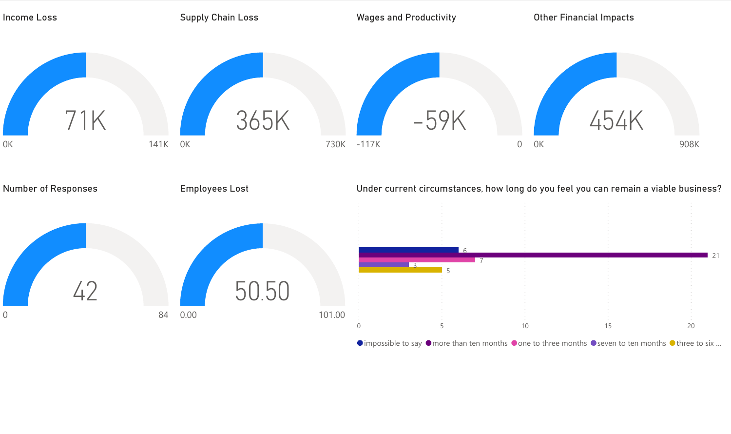## Income Loss

71K

0K — 141K

## Supply Chain Loss

365K

0K — 730K

## Wages and Productivity

-59K

-117K — 0

## Other Financial Impacts

454K

0K — 908K

## Number of Responses

42

0 — 84

## Employees Lost

50.50

0.00 — 101.00

## Under current circumstances, how long do you feel you can remain a viable business?

| Response | Count |
| --- | --- |
| impossible to say | 6 |
| more than ten months | 21 |
| one to three months | 7 |
| seven to ten months | 3 |
| three to six ... | 5 |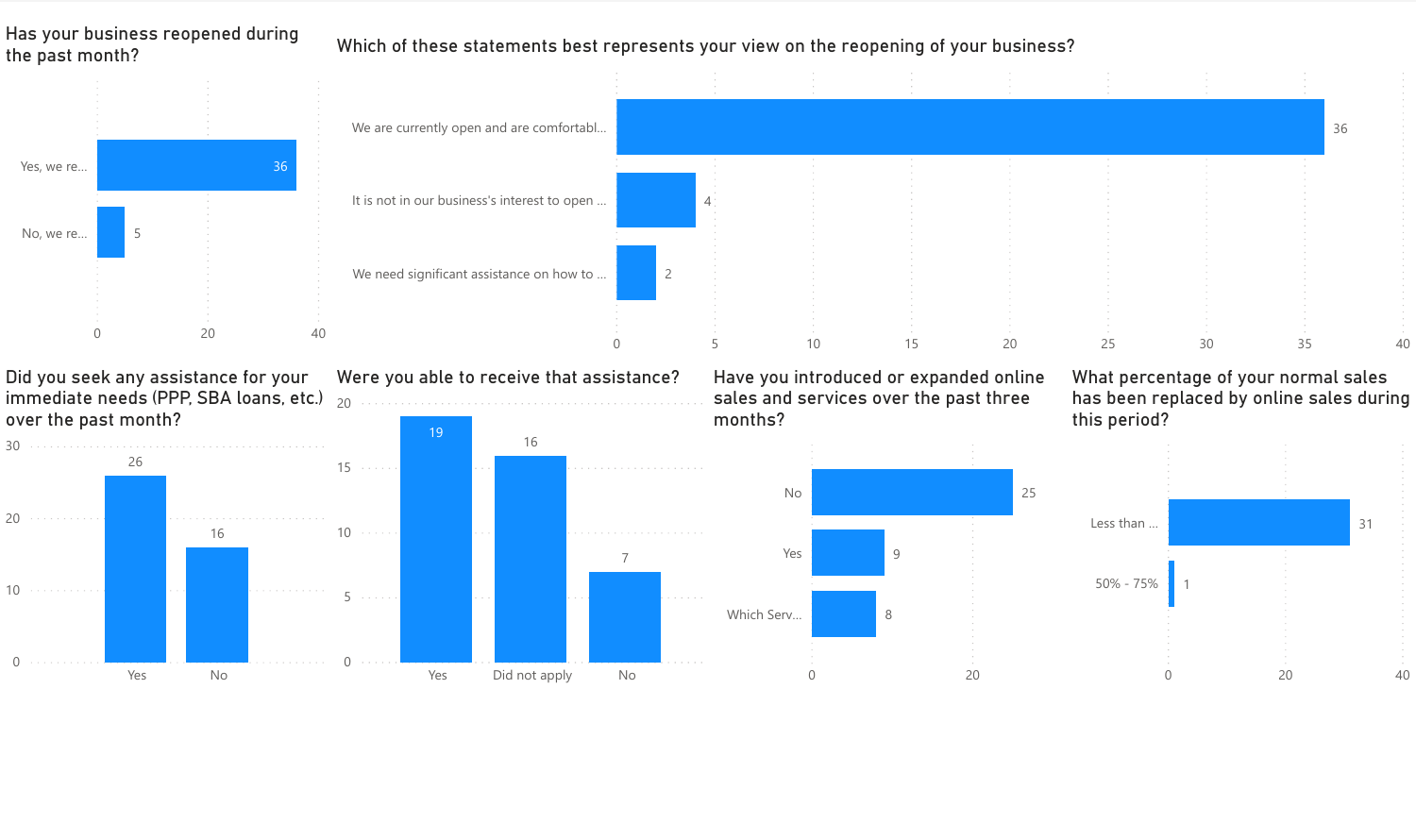## Has your business reopened during the past month?

Yes, we re...
No, we re...
36
5
0
20
40

## Which of these statements best represents your view on the reopening of your business?

We are currently open and are comfortabl...
It is not in our business's interest to open ...
We need significant assistance on how to ...
36
4
2
0
5
10
15
20
25
30
35
40

## Did you seek any assistance for your immediate needs (PPP, SBA loans, etc.) over the past month?

30
20
10
0
26
16
Yes
No

## Were you able to receive that assistance?

20
15
10
5
0
19
16
7
Yes
Did not apply
No

## Have you introduced or expanded online sales and services over the past three months?

No
Yes
Which Serv...
25
9
8
0
20

## What percentage of your normal sales has been replaced by online sales during this period?

Less than ...
50% - 75%
31
1
0
20
40